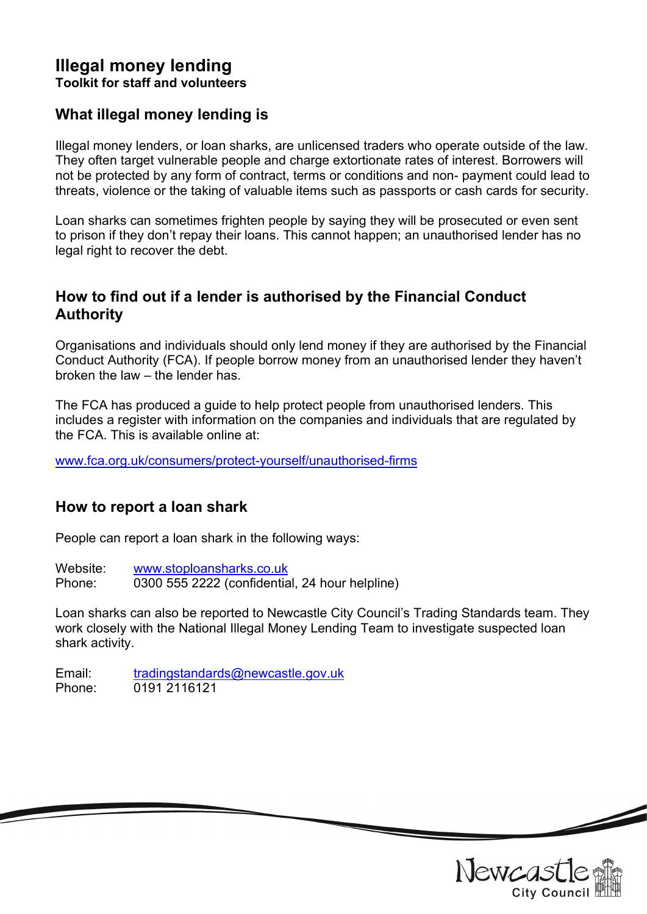# Illegal money lending

**Toolkit for staff and volunteers**

## What illegal money lending is

Illegal money lenders, or loan sharks, are unlicensed traders who operate outside of the law. They often target vulnerable people and charge extortionate rates of interest. Borrowers will not be protected by any form of contract, terms or conditions and non- payment could lead to threats, violence or the taking of valuable items such as passports or cash cards for security.

Loan sharks can sometimes frighten people by saying they will be prosecuted or even sent to prison if they don't repay their loans. This cannot happen; an unauthorised lender has no legal right to recover the debt.

## How to find out if a lender is authorised by the Financial Conduct Authority

Organisations and individuals should only lend money if they are authorised by the Financial Conduct Authority (FCA). If people borrow money from an unauthorised lender they haven't broken the law – the lender has.

The FCA has produced a guide to help protect people from unauthorised lenders. This includes a register with information on the companies and individuals that are regulated by the FCA. This is available online at:

www.fca.org.uk/consumers/protect-yourself/unauthorised-firms

## How to report a loan shark

People can report a loan shark in the following ways:

Website: www.stoploansharks.co.uk
Phone: 0300 555 2222 (confidential, 24 hour helpline)

Loan sharks can also be reported to Newcastle City Council's Trading Standards team. They work closely with the National Illegal Money Lending Team to investigate suspected loan shark activity.

Email: tradingstandards@newcastle.gov.uk
Phone: 0191 2116121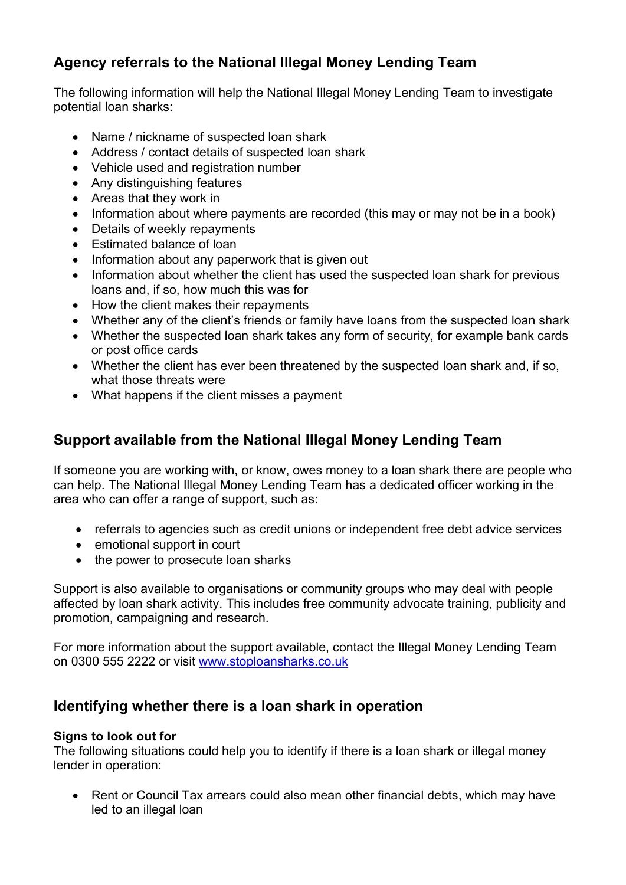## Agency referrals to the National Illegal Money Lending Team

The following information will help the National Illegal Money Lending Team to investigate potential loan sharks:

- Name / nickname of suspected loan shark
- Address / contact details of suspected loan shark
- Vehicle used and registration number
- Any distinguishing features
- Areas that they work in
- Information about where payments are recorded (this may or may not be in a book)
- Details of weekly repayments
- Estimated balance of loan
- Information about any paperwork that is given out
- Information about whether the client has used the suspected loan shark for previous loans and, if so, how much this was for
- How the client makes their repayments
- Whether any of the client's friends or family have loans from the suspected loan shark
- Whether the suspected loan shark takes any form of security, for example bank cards or post office cards
- Whether the client has ever been threatened by the suspected loan shark and, if so, what those threats were
- What happens if the client misses a payment

## Support available from the National Illegal Money Lending Team

If someone you are working with, or know, owes money to a loan shark there are people who can help. The National Illegal Money Lending Team has a dedicated officer working in the area who can offer a range of support, such as:

- referrals to agencies such as credit unions or independent free debt advice services
- emotional support in court
- the power to prosecute loan sharks

Support is also available to organisations or community groups who may deal with people affected by loan shark activity. This includes free community advocate training, publicity and promotion, campaigning and research.

For more information about the support available, contact the Illegal Money Lending Team on 0300 555 2222 or visit [www.stoploansharks.co.uk](www.stoploansharks.co.uk)

## Identifying whether there is a loan shark in operation

**Signs to look out for**

The following situations could help you to identify if there is a loan shark or illegal money lender in operation:

- Rent or Council Tax arrears could also mean other financial debts, which may have led to an illegal loan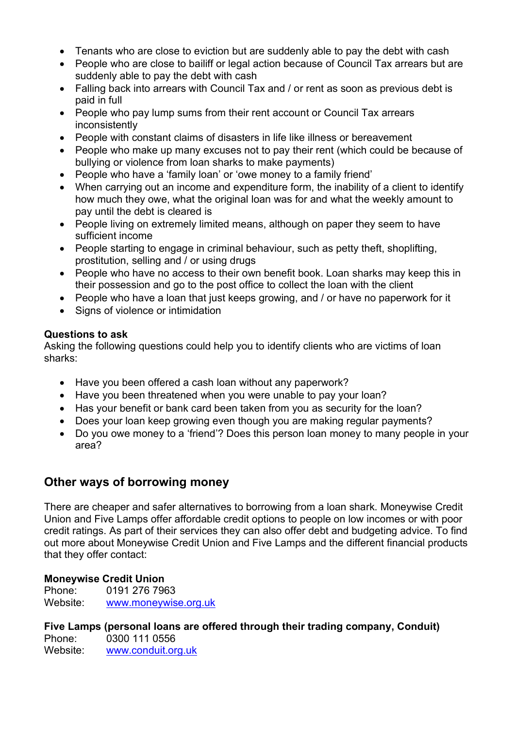- Tenants who are close to eviction but are suddenly able to pay the debt with cash
- People who are close to bailiff or legal action because of Council Tax arrears but are suddenly able to pay the debt with cash
- Falling back into arrears with Council Tax and / or rent as soon as previous debt is paid in full
- People who pay lump sums from their rent account or Council Tax arrears inconsistently
- People with constant claims of disasters in life like illness or bereavement
- People who make up many excuses not to pay their rent (which could be because of bullying or violence from loan sharks to make payments)
- People who have a 'family loan' or 'owe money to a family friend'
- When carrying out an income and expenditure form, the inability of a client to identify how much they owe, what the original loan was for and what the weekly amount to pay until the debt is cleared is
- People living on extremely limited means, although on paper they seem to have sufficient income
- People starting to engage in criminal behaviour, such as petty theft, shoplifting, prostitution, selling and / or using drugs
- People who have no access to their own benefit book. Loan sharks may keep this in their possession and go to the post office to collect the loan with the client
- People who have a loan that just keeps growing, and / or have no paperwork for it
- Signs of violence or intimidation

**Questions to ask**

Asking the following questions could help you to identify clients who are victims of loan sharks:

- Have you been offered a cash loan without any paperwork?
- Have you been threatened when you were unable to pay your loan?
- Has your benefit or bank card been taken from you as security for the loan?
- Does your loan keep growing even though you are making regular payments?
- Do you owe money to a 'friend'? Does this person loan money to many people in your area?

## Other ways of borrowing money

There are cheaper and safer alternatives to borrowing from a loan shark. Moneywise Credit Union and Five Lamps offer affordable credit options to people on low incomes or with poor credit ratings. As part of their services they can also offer debt and budgeting advice. To find out more about Moneywise Credit Union and Five Lamps and the different financial products that they offer contact:

**Moneywise Credit Union**

Phone: 0191 276 7963
Website: [www.moneywise.org.uk](http://www.moneywise.org.uk)

**Five Lamps (personal loans are offered through their trading company, Conduit)**

Phone: 0300 111 0556
Website: [www.conduit.org.uk](http://www.conduit.org.uk)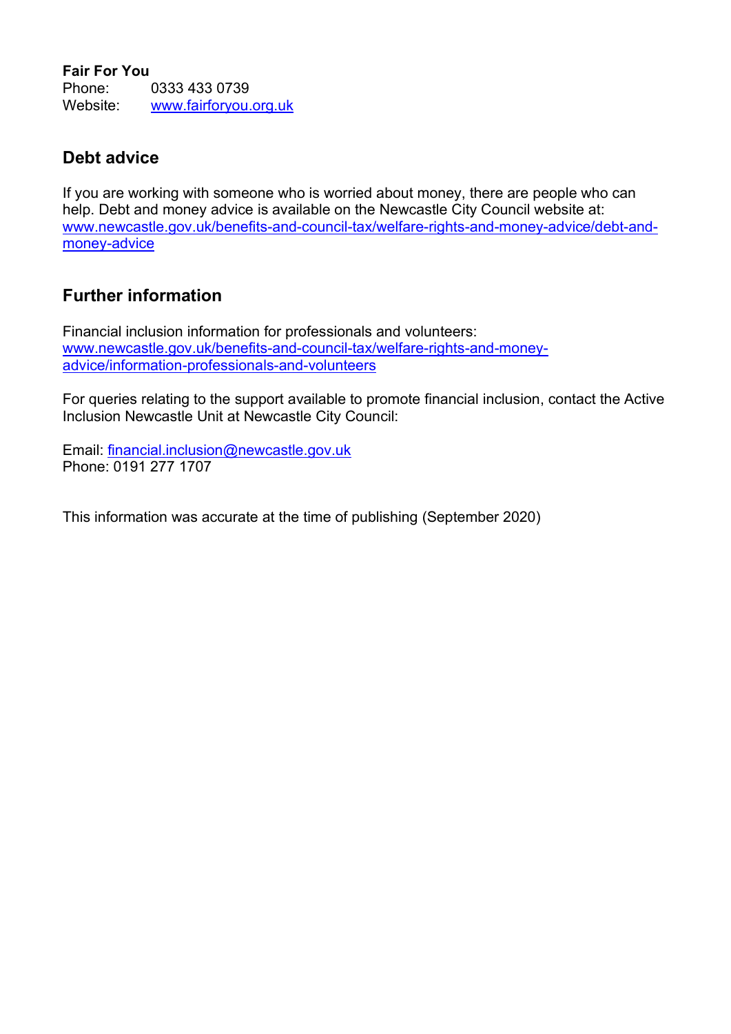**Fair For You**
Phone: 0333 433 0739
Website: www.fairforyou.org.uk

## Debt advice

If you are working with someone who is worried about money, there are people who can help. Debt and money advice is available on the Newcastle City Council website at: www.newcastle.gov.uk/benefits-and-council-tax/welfare-rights-and-money-advice/debt-and-money-advice

## Further information

Financial inclusion information for professionals and volunteers: www.newcastle.gov.uk/benefits-and-council-tax/welfare-rights-and-money-advice/information-professionals-and-volunteers

For queries relating to the support available to promote financial inclusion, contact the Active Inclusion Newcastle Unit at Newcastle City Council:

Email: financial.inclusion@newcastle.gov.uk
Phone: 0191 277 1707

This information was accurate at the time of publishing (September 2020)